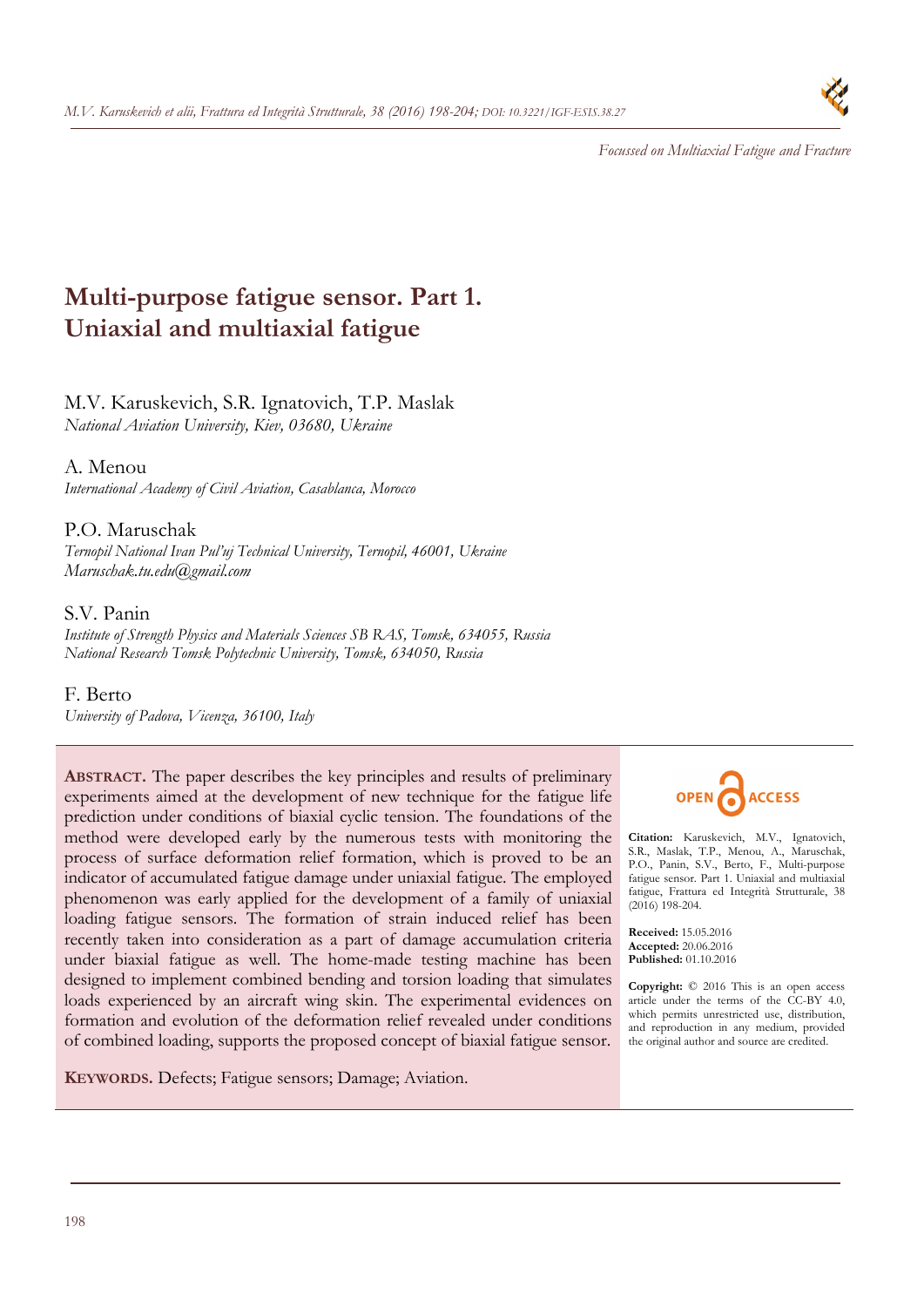*Focussed on Multiaxial Fatigue and Fracture*

# Multi-purpose fatigue sensor. Part 1. Uniaxial and multiaxial fatigue

M.V. Karuskevich, S.R. Ignatovich, T.P. Maslak
*National Aviation University, Kiev, 03680, Ukraine*

A. Menou
*International Academy of Civil Aviation, Casablanca, Morocco*

P.O. Maruschak
*Ternopil National Ivan Pul'uj Technical University, Ternopil, 46001, Ukraine*
*Maruschak.tu.edu@gmail.com*

S.V. Panin
*Institute of Strength Physics and Materials Sciences SB RAS, Tomsk, 634055, Russia*
*National Research Tomsk Polytechnic University, Tomsk, 634050, Russia*

F. Berto
*University of Padova, Vicenza, 36100, Italy*

**ABSTRACT.** The paper describes the key principles and results of preliminary experiments aimed at the development of new technique for the fatigue life prediction under conditions of biaxial cyclic tension. The foundations of the method were developed early by the numerous tests with monitoring the process of surface deformation relief formation, which is proved to be an indicator of accumulated fatigue damage under uniaxial fatigue. The employed phenomenon was early applied for the development of a family of uniaxial loading fatigue sensors. The formation of strain induced relief has been recently taken into consideration as a part of damage accumulation criteria under biaxial fatigue as well. The home-made testing machine has been designed to implement combined bending and torsion loading that simulates loads experienced by an aircraft wing skin. The experimental evidences on formation and evolution of the deformation relief revealed under conditions of combined loading, supports the proposed concept of biaxial fatigue sensor.

**KEYWORDS.** Defects; Fatigue sensors; Damage; Aviation.

OPEN ACCESS

**Citation:** Karuskevich, M.V., Ignatovich, S.R., Maslak, T.P., Menou, A., Maruschak, P.O., Panin, S.V., Berto, F., Multi-purpose fatigue sensor. Part 1. Uniaxial and multiaxial fatigue, Frattura ed Integrità Strutturale, 38 (2016) 198-204.

**Received:** 15.05.2016
**Accepted:** 20.06.2016
**Published:** 01.10.2016

**Copyright:** © 2016 This is an open access article under the terms of the CC-BY 4.0, which permits unrestricted use, distribution, and reproduction in any medium, provided the original author and source are credited.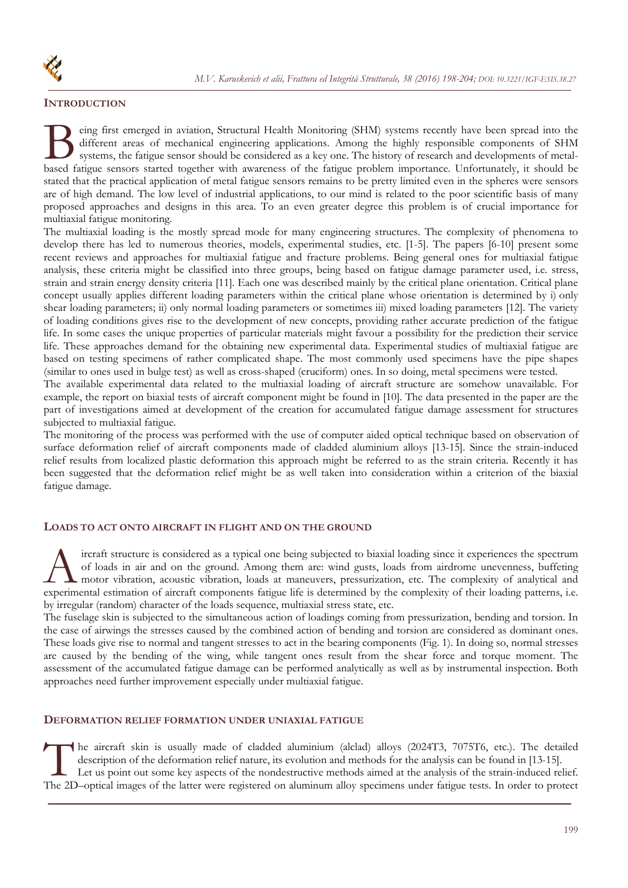## INTRODUCTION

Being first emerged in aviation, Structural Health Monitoring (SHM) systems recently have been spread into the different areas of mechanical engineering applications. Among the highly responsible components of SHM systems, the fatigue sensor should be considered as a key one. The history of research and developments of metal-based fatigue sensors started together with awareness of the fatigue problem importance. Unfortunately, it should be stated that the practical application of metal fatigue sensors remains to be pretty limited even in the spheres were sensors are of high demand. The low level of industrial applications, to our mind is related to the poor scientific basis of many proposed approaches and designs in this area. To an even greater degree this problem is of crucial importance for multiaxial fatigue monitoring.

The multiaxial loading is the mostly spread mode for many engineering structures. The complexity of phenomena to develop there has led to numerous theories, models, experimental studies, etc. [1-5]. The papers [6-10] present some recent reviews and approaches for multiaxial fatigue and fracture problems. Being general ones for multiaxial fatigue analysis, these criteria might be classified into three groups, being based on fatigue damage parameter used, i.e. stress, strain and strain energy density criteria [11]. Each one was described mainly by the critical plane orientation. Critical plane concept usually applies different loading parameters within the critical plane whose orientation is determined by i) only shear loading parameters; ii) only normal loading parameters or sometimes iii) mixed loading parameters [12]. The variety of loading conditions gives rise to the development of new concepts, providing rather accurate prediction of the fatigue life. In some cases the unique properties of particular materials might favour a possibility for the prediction their service life. These approaches demand for the obtaining new experimental data. Experimental studies of multiaxial fatigue are based on testing specimens of rather complicated shape. The most commonly used specimens have the pipe shapes (similar to ones used in bulge test) as well as cross-shaped (cruciform) ones. In so doing, metal specimens were tested.

The available experimental data related to the multiaxial loading of aircraft structure are somehow unavailable. For example, the report on biaxial tests of aircraft component might be found in [10]. The data presented in the paper are the part of investigations aimed at development of the creation for accumulated fatigue damage assessment for structures subjected to multiaxial fatigue.

The monitoring of the process was performed with the use of computer aided optical technique based on observation of surface deformation relief of aircraft components made of cladded aluminium alloys [13-15]. Since the strain-induced relief results from localized plastic deformation this approach might be referred to as the strain criteria. Recently it has been suggested that the deformation relief might be as well taken into consideration within a criterion of the biaxial fatigue damage.

## LOADS TO ACT ONTO AIRCRAFT IN FLIGHT AND ON THE GROUND

Aircraft structure is considered as a typical one being subjected to biaxial loading since it experiences the spectrum of loads in air and on the ground. Among them are: wind gusts, loads from airdrome unevenness, buffeting motor vibration, acoustic vibration, loads at maneuvers, pressurization, etc. The complexity of analytical and experimental estimation of aircraft components fatigue life is determined by the complexity of their loading patterns, i.e. by irregular (random) character of the loads sequence, multiaxial stress state, etc.

The fuselage skin is subjected to the simultaneous action of loadings coming from pressurization, bending and torsion. In the case of airwings the stresses caused by the combined action of bending and torsion are considered as dominant ones. These loads give rise to normal and tangent stresses to act in the bearing components (Fig. 1). In doing so, normal stresses are caused by the bending of the wing, while tangent ones result from the shear force and torque moment. The assessment of the accumulated fatigue damage can be performed analytically as well as by instrumental inspection. Both approaches need further improvement especially under multiaxial fatigue.

## DEFORMATION RELIEF FORMATION UNDER UNIAXIAL FATIGUE

The aircraft skin is usually made of cladded aluminium (alclad) alloys (2024T3, 7075T6, etc.). The detailed description of the deformation relief nature, its evolution and methods for the analysis can be found in [13-15].

Let us point out some key aspects of the nondestructive methods aimed at the analysis of the strain-induced relief. The 2D–optical images of the latter were registered on aluminum alloy specimens under fatigue tests. In order to protect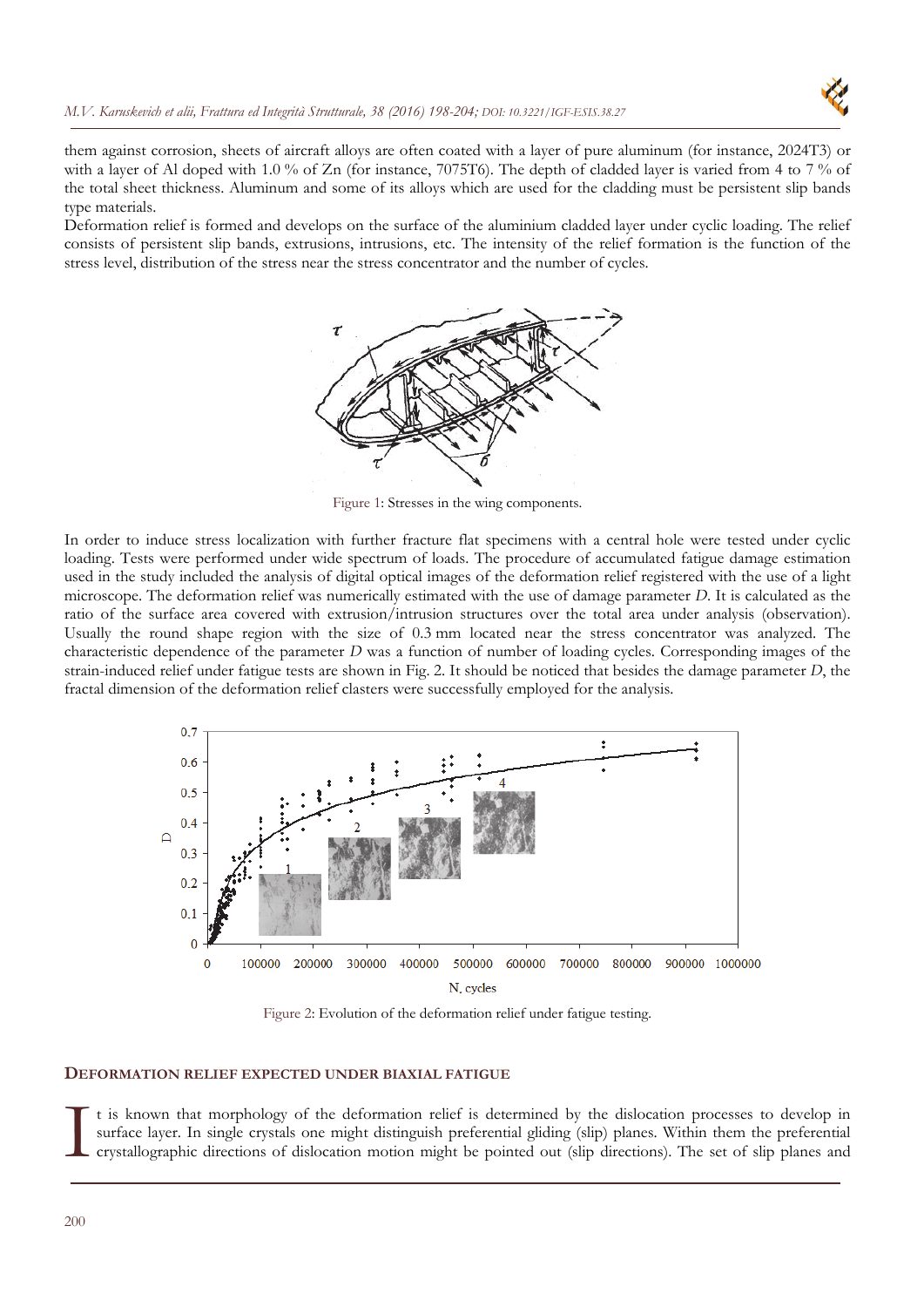them against corrosion, sheets of aircraft alloys are often coated with a layer of pure aluminum (for instance, 2024T3) or with a layer of Al doped with 1.0 % of Zn (for instance, 7075T6). The depth of cladded layer is varied from 4 to 7 % of the total sheet thickness. Aluminum and some of its alloys which are used for the cladding must be persistent slip bands type materials.

Deformation relief is formed and develops on the surface of the aluminium cladded layer under cyclic loading. The relief consists of persistent slip bands, extrusions, intrusions, etc. The intensity of the relief formation is the function of the stress level, distribution of the stress near the stress concentrator and the number of cycles.

Figure 1: Stresses in the wing components.

In order to induce stress localization with further fracture flat specimens with a central hole were tested under cyclic loading. Tests were performed under wide spectrum of loads. The procedure of accumulated fatigue damage estimation used in the study included the analysis of digital optical images of the deformation relief registered with the use of a light microscope. The deformation relief was numerically estimated with the use of damage parameter *D*. It is calculated as the ratio of the surface area covered with extrusion/intrusion structures over the total area under analysis (observation). Usually the round shape region with the size of 0.3 mm located near the stress concentrator was analyzed. The characteristic dependence of the parameter *D* was a function of number of loading cycles. Corresponding images of the strain-induced relief under fatigue tests are shown in Fig. 2. It should be noticed that besides the damage parameter *D*, the fractal dimension of the deformation relief clasters were successfully employed for the analysis.

Figure 2: Evolution of the deformation relief under fatigue testing.

## DEFORMATION RELIEF EXPECTED UNDER BIAXIAL FATIGUE

It is known that morphology of the deformation relief is determined by the dislocation processes to develop in surface layer. In single crystals one might distinguish preferential gliding (slip) planes. Within them the preferential crystallographic directions of dislocation motion might be pointed out (slip directions). The set of slip planes and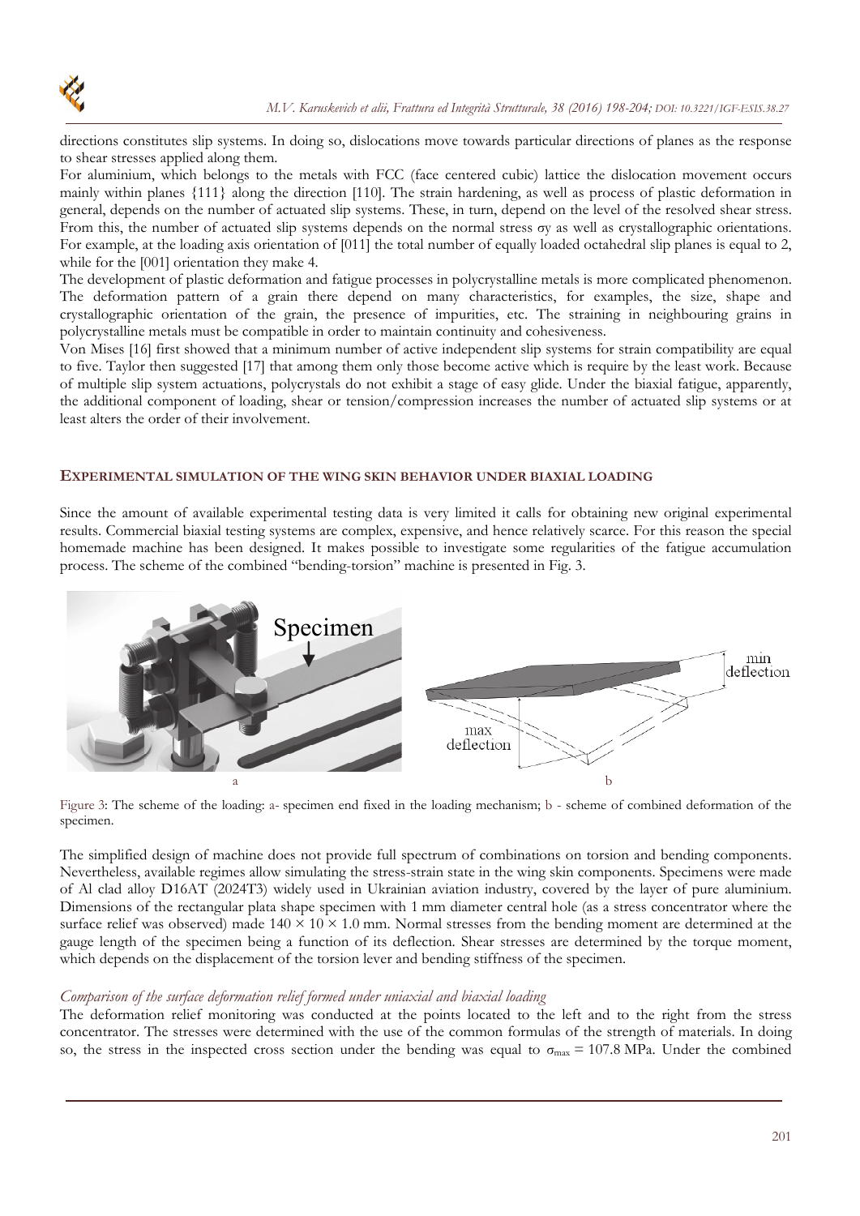directions constitutes slip systems. In doing so, dislocations move towards particular directions of planes as the response to shear stresses applied along them.

For aluminium, which belongs to the metals with FCC (face centered cubic) lattice the dislocation movement occurs mainly within planes {111} along the direction [110]. The strain hardening, as well as process of plastic deformation in general, depends on the number of actuated slip systems. These, in turn, depend on the level of the resolved shear stress. From this, the number of actuated slip systems depends on the normal stress $\sigma_y$ as well as crystallographic orientations. For example, at the loading axis orientation of [011] the total number of equally loaded octahedral slip planes is equal to 2, while for the [001] orientation they make 4.

The development of plastic deformation and fatigue processes in polycrystalline metals is more complicated phenomenon. The deformation pattern of a grain there depend on many characteristics, for examples, the size, shape and crystallographic orientation of the grain, the presence of impurities, etc. The straining in neighbouring grains in polycrystalline metals must be compatible in order to maintain continuity and cohesiveness.

Von Mises [16] first showed that a minimum number of active independent slip systems for strain compatibility are equal to five. Taylor then suggested [17] that among them only those become active which is require by the least work. Because of multiple slip system actuations, polycrystals do not exhibit a stage of easy glide. Under the biaxial fatigue, apparently, the additional component of loading, shear or tension/compression increases the number of actuated slip systems or at least alters the order of their involvement.

## EXPERIMENTAL SIMULATION OF THE WING SKIN BEHAVIOR UNDER BIAXIAL LOADING

Since the amount of available experimental testing data is very limited it calls for obtaining new original experimental results. Commercial biaxial testing systems are complex, expensive, and hence relatively scarce. For this reason the special homemade machine has been designed. It makes possible to investigate some regularities of the fatigue accumulation process. The scheme of the combined "bending-torsion" machine is presented in Fig. 3.

Figure 3: The scheme of the loading: a- specimen end fixed in the loading mechanism; b - scheme of combined deformation of the specimen.

The simplified design of machine does not provide full spectrum of combinations on torsion and bending components. Nevertheless, available regimes allow simulating the stress-strain state in the wing skin components. Specimens were made of Al clad alloy D16AT (2024T3) widely used in Ukrainian aviation industry, covered by the layer of pure aluminium. Dimensions of the rectangular plata shape specimen with 1 mm diameter central hole (as a stress concentrator where the surface relief was observed) made $140 \times 10 \times 1.0$ mm. Normal stresses from the bending moment are determined at the gauge length of the specimen being a function of its deflection. Shear stresses are determined by the torque moment, which depends on the displacement of the torsion lever and bending stiffness of the specimen.

### *Comparison of the surface deformation relief formed under uniaxial and biaxial loading*

The deformation relief monitoring was conducted at the points located to the left and to the right from the stress concentrator. The stresses were determined with the use of the common formulas of the strength of materials. In doing so, the stress in the inspected cross section under the bending was equal to $\sigma_{max} = 107.8$ MPa. Under the combined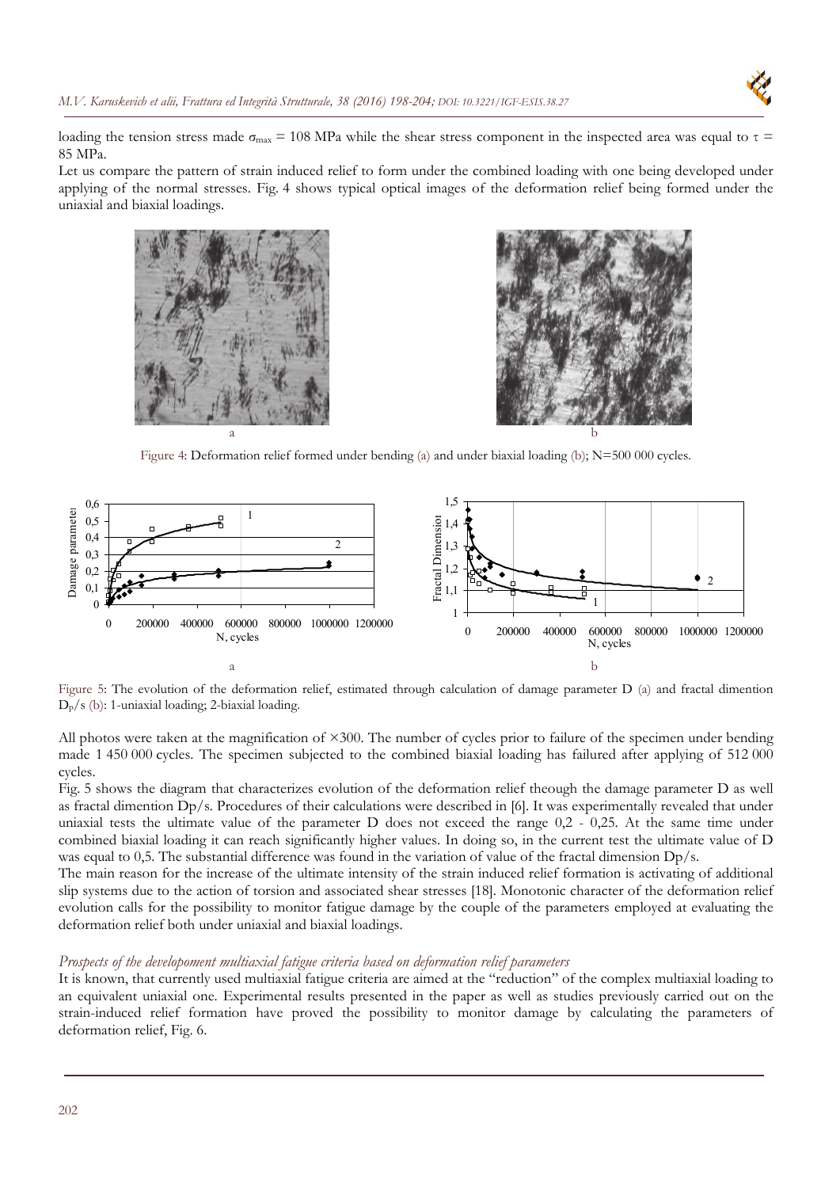loading the tension stress made $\sigma_{max}$ = 108 MPa while the shear stress component in the inspected area was equal to $\tau$ = 85 MPa.

Let us compare the pattern of strain induced relief to form under the combined loading with one being developed under applying of the normal stresses. Fig. 4 shows typical optical images of the deformation relief being formed under the uniaxial and biaxial loadings.

Figure 4: Deformation relief formed under bending (a) and under biaxial loading (b); N=500 000 cycles.

Figure 5: The evolution of the deformation relief, estimated through calculation of damage parameter D (a) and fractal dimention $D_p/s$ (b): 1-uniaxial loading; 2-biaxial loading.

All photos were taken at the magnification of ×300. The number of cycles prior to failure of the specimen under bending made 1 450 000 cycles. The specimen subjected to the combined biaxial loading has failured after applying of 512 000 cycles.

Fig. 5 shows the diagram that characterizes evolution of the deformation relief theough the damage parameter D as well as fractal dimention Dp/s. Procedures of their calculations were described in [6]. It was experimentally revealed that under uniaxial tests the ultimate value of the parameter D does not exceed the range 0,2 - 0,25. At the same time under combined biaxial loading it can reach significantly higher values. In doing so, in the current test the ultimate value of D was equal to 0,5. The substantial difference was found in the variation of value of the fractal dimension Dp/s.

The main reason for the increase of the ultimate intensity of the strain induced relief formation is activating of additional slip systems due to the action of torsion and associated shear stresses [18]. Monotonic character of the deformation relief evolution calls for the possibility to monitor fatigue damage by the couple of the parameters employed at evaluating the deformation relief both under uniaxial and biaxial loadings.

### *Prospects of the developoment multiaxial fatigue criteria based on deformation relief parameters*

It is known, that currently used multiaxial fatigue criteria are aimed at the "reduction" of the complex multiaxial loading to an equivalent uniaxial one. Experimental results presented in the paper as well as studies previously carried out on the strain-induced relief formation have proved the possibility to monitor damage by calculating the parameters of deformation relief, Fig. 6.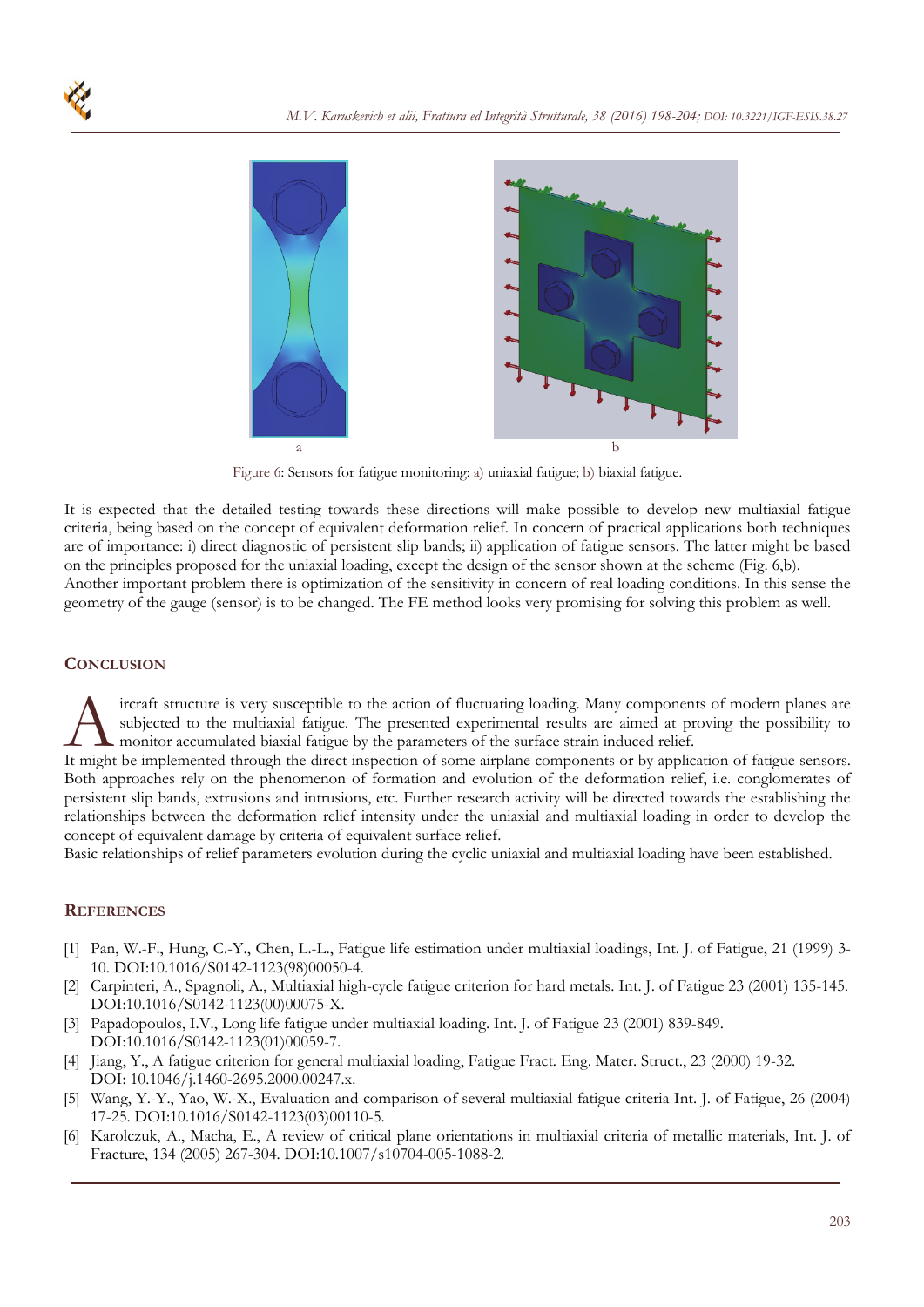Figure 6: Sensors for fatigue monitoring: a) uniaxial fatigue; b) biaxial fatigue.

It is expected that the detailed testing towards these directions will make possible to develop new multiaxial fatigue criteria, being based on the concept of equivalent deformation relief. In concern of practical applications both techniques are of importance: i) direct diagnostic of persistent slip bands; ii) application of fatigue sensors. The latter might be based on the principles proposed for the uniaxial loading, except the design of the sensor shown at the scheme (Fig. 6,b). Another important problem there is optimization of the sensitivity in concern of real loading conditions. In this sense the geometry of the gauge (sensor) is to be changed. The FE method looks very promising for solving this problem as well.

## CONCLUSION

Aircraft structure is very susceptible to the action of fluctuating loading. Many components of modern planes are subjected to the multiaxial fatigue. The presented experimental results are aimed at proving the possibility to monitor accumulated biaxial fatigue by the parameters of the surface strain induced relief.

It might be implemented through the direct inspection of some airplane components or by application of fatigue sensors. Both approaches rely on the phenomenon of formation and evolution of the deformation relief, i.e. conglomerates of persistent slip bands, extrusions and intrusions, etc. Further research activity will be directed towards the establishing the relationships between the deformation relief intensity under the uniaxial and multiaxial loading in order to develop the concept of equivalent damage by criteria of equivalent surface relief.

Basic relationships of relief parameters evolution during the cyclic uniaxial and multiaxial loading have been established.

## REFERENCES

[1] Pan, W.-F., Hung, C.-Y., Chen, L.-L., Fatigue life estimation under multiaxial loadings, Int. J. of Fatigue, 21 (1999) 3-10. DOI:10.1016/S0142-1123(98)00050-4.

[2] Carpinteri, A., Spagnoli, A., Multiaxial high-cycle fatigue criterion for hard metals. Int. J. of Fatigue 23 (2001) 135-145. DOI:10.1016/S0142-1123(00)00075-X.

[3] Papadopoulos, I.V., Long life fatigue under multiaxial loading. Int. J. of Fatigue 23 (2001) 839-849. DOI:10.1016/S0142-1123(01)00059-7.

[4] Jiang, Y., A fatigue criterion for general multiaxial loading, Fatigue Fract. Eng. Mater. Struct., 23 (2000) 19-32. DOI: 10.1046/j.1460-2695.2000.00247.x.

[5] Wang, Y.-Y., Yao, W.-X., Evaluation and comparison of several multiaxial fatigue criteria Int. J. of Fatigue, 26 (2004) 17-25. DOI:10.1016/S0142-1123(03)00110-5.

[6] Karolczuk, A., Macha, E., A review of critical plane orientations in multiaxial criteria of metallic materials, Int. J. of Fracture, 134 (2005) 267-304. DOI:10.1007/s10704-005-1088-2.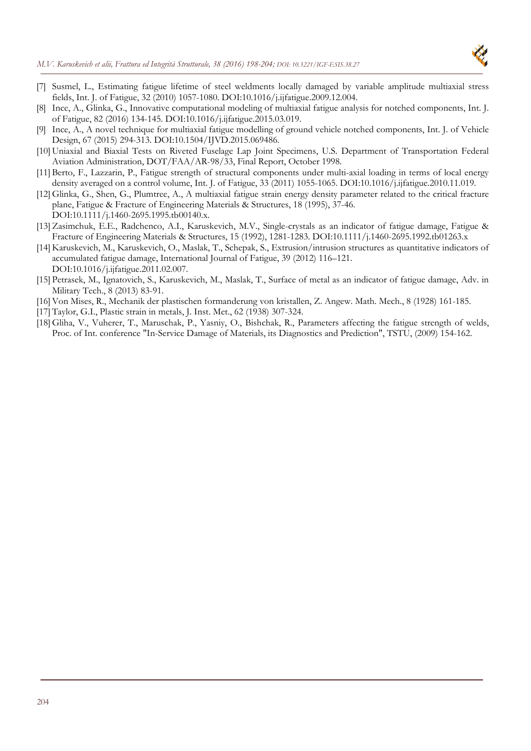[7] Susmel, L., Estimating fatigue lifetime of steel weldments locally damaged by variable amplitude multiaxial stress fields, Int. J. of Fatigue, 32 (2010) 1057-1080. DOI:10.1016/j.ijfatigue.2009.12.004.

[8] Ince, A., Glinka, G., Innovative computational modeling of multiaxial fatigue analysis for notched components, Int. J. of Fatigue, 82 (2016) 134-145. DOI:10.1016/j.ijfatigue.2015.03.019.

[9] Ince, A., A novel technique for multiaxial fatigue modelling of ground vehicle notched components, Int. J. of Vehicle Design, 67 (2015) 294-313. DOI:10.1504/IJVD.2015.069486.

[10] Uniaxial and Biaxial Tests on Riveted Fuselage Lap Joint Specimens, U.S. Department of Transportation Federal Aviation Administration, DOT/FAA/AR-98/33, Final Report, October 1998.

[11] Berto, F., Lazzarin, P., Fatigue strength of structural components under multi-axial loading in terms of local energy density averaged on a control volume, Int. J. of Fatigue, 33 (2011) 1055-1065. DOI:10.1016/j.ijfatigue.2010.11.019.

[12] Glinka, G., Shen, G., Plumtree, A., A multiaxial fatigue strain energy density parameter related to the critical fracture plane, Fatigue & Fracture of Engineering Materials & Structures, 18 (1995), 37-46. DOI:10.1111/j.1460-2695.1995.tb00140.x.

[13] Zasimchuk, E.E., Radchenco, A.I., Karuskevich, M.V., Single-crystals as an indicator of fatigue damage, Fatigue & Fracture of Engineering Materials & Structures, 15 (1992), 1281-1283. DOI:10.1111/j.1460-2695.1992.tb01263.x

[14] Karuskevich, M., Karuskevich, O., Maslak, T., Schepak, S., Extrusion/intrusion structures as quantitative indicators of accumulated fatigue damage, International Journal of Fatigue, 39 (2012) 116–121. DOI:10.1016/j.ijfatigue.2011.02.007.

[15] Petrasek, M., Ignatovich, S., Karuskevich, M., Maslak, T., Surface of metal as an indicator of fatigue damage, Adv. in Military Tech., 8 (2013) 83-91.

[16] Von Mises, R., Mechanik der plastischen formanderung von kristallen, Z. Angew. Math. Mech., 8 (1928) 161-185.

[17] Taylor, G.I., Plastic strain in metals, J. Inst. Met., 62 (1938) 307-324.

[18] Gliha, V., Vuherer, T., Maruschak, P., Yasniy, O., Bishchak, R., Parameters affecting the fatigue strength of welds, Proc. of Int. conference "In-Service Damage of Materials, its Diagnostics and Prediction", TSTU, (2009) 154-162.